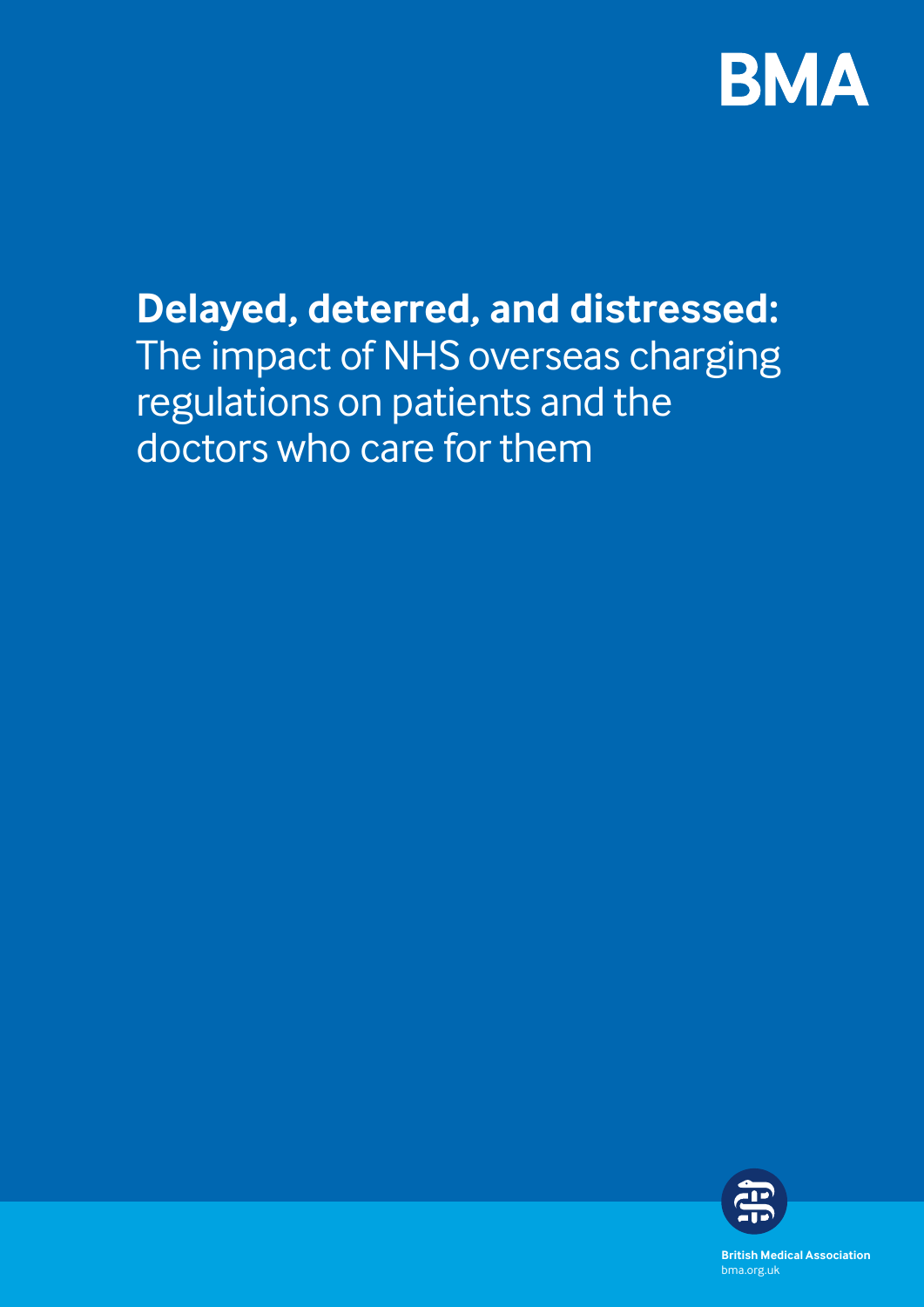BMA

# **Delayed, deterred, and distressed:** The impact of NHS overseas charging regulations on patients and the doctors who care for them

**British Medical Association**
bma.org.uk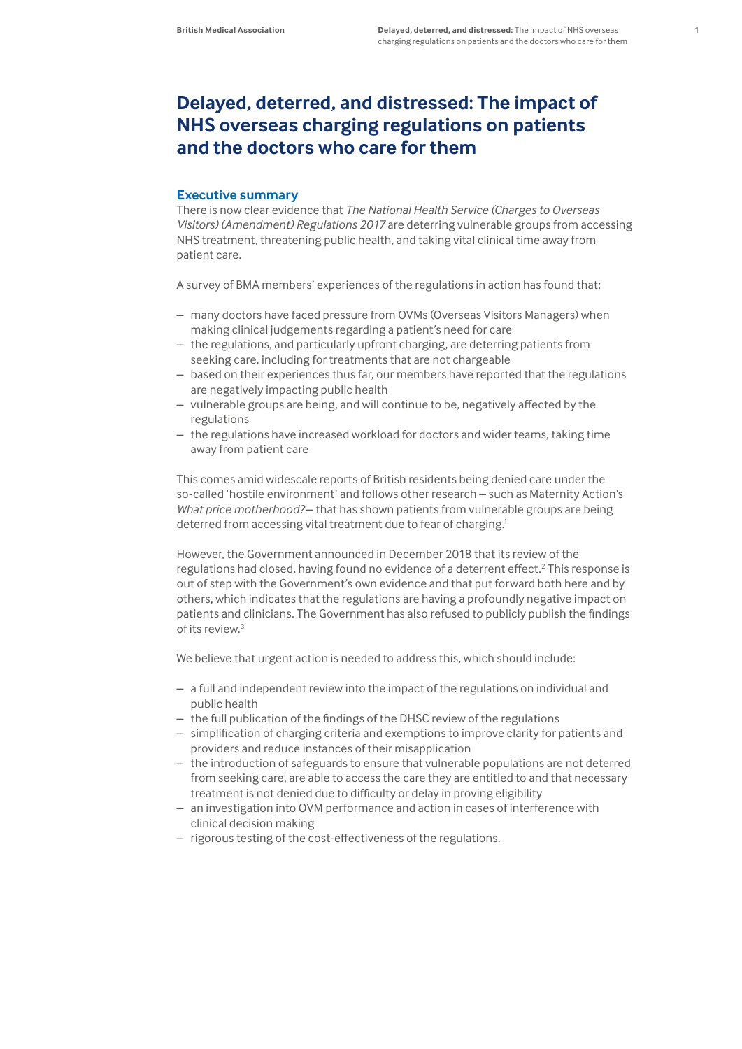# Delayed, deterred, and distressed: The impact of NHS overseas charging regulations on patients and the doctors who care for them

## Executive summary

There is now clear evidence that *The National Health Service (Charges to Overseas Visitors) (Amendment) Regulations 2017* are deterring vulnerable groups from accessing NHS treatment, threatening public health, and taking vital clinical time away from patient care.

A survey of BMA members' experiences of the regulations in action has found that:

- many doctors have faced pressure from OVMs (Overseas Visitors Managers) when making clinical judgements regarding a patient's need for care
- the regulations, and particularly upfront charging, are deterring patients from seeking care, including for treatments that are not chargeable
- based on their experiences thus far, our members have reported that the regulations are negatively impacting public health
- vulnerable groups are being, and will continue to be, negatively affected by the regulations
- the regulations have increased workload for doctors and wider teams, taking time away from patient care

This comes amid widescale reports of British residents being denied care under the so-called 'hostile environment' and follows other research – such as Maternity Action's *What price motherhood?* – that has shown patients from vulnerable groups are being deterred from accessing vital treatment due to fear of charging.[1]

However, the Government announced in December 2018 that its review of the regulations had closed, having found no evidence of a deterrent effect.[2] This response is out of step with the Government's own evidence and that put forward both here and by others, which indicates that the regulations are having a profoundly negative impact on patients and clinicians. The Government has also refused to publicly publish the findings of its review.[3]

We believe that urgent action is needed to address this, which should include:

- a full and independent review into the impact of the regulations on individual and public health
- the full publication of the findings of the DHSC review of the regulations
- simplification of charging criteria and exemptions to improve clarity for patients and providers and reduce instances of their misapplication
- the introduction of safeguards to ensure that vulnerable populations are not deterred from seeking care, are able to access the care they are entitled to and that necessary treatment is not denied due to difficulty or delay in proving eligibility
- an investigation into OVM performance and action in cases of interference with clinical decision making
- rigorous testing of the cost-effectiveness of the regulations.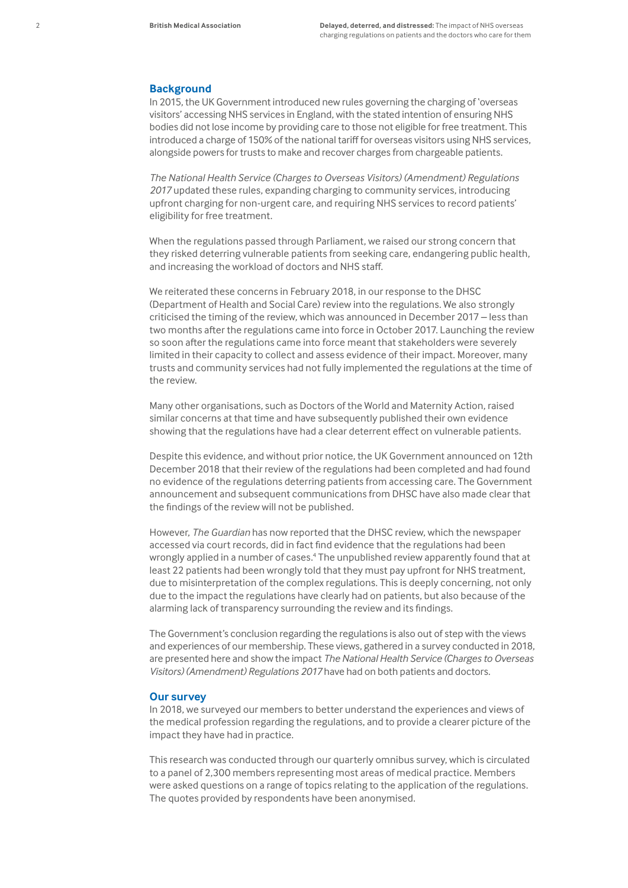## Background

In 2015, the UK Government introduced new rules governing the charging of 'overseas visitors' accessing NHS services in England, with the stated intention of ensuring NHS bodies did not lose income by providing care to those not eligible for free treatment. This introduced a charge of 150% of the national tariff for overseas visitors using NHS services, alongside powers for trusts to make and recover charges from chargeable patients.

*The National Health Service (Charges to Overseas Visitors) (Amendment) Regulations 2017* updated these rules, expanding charging to community services, introducing upfront charging for non-urgent care, and requiring NHS services to record patients' eligibility for free treatment.

When the regulations passed through Parliament, we raised our strong concern that they risked deterring vulnerable patients from seeking care, endangering public health, and increasing the workload of doctors and NHS staff.

We reiterated these concerns in February 2018, in our response to the DHSC (Department of Health and Social Care) review into the regulations. We also strongly criticised the timing of the review, which was announced in December 2017 – less than two months after the regulations came into force in October 2017. Launching the review so soon after the regulations came into force meant that stakeholders were severely limited in their capacity to collect and assess evidence of their impact. Moreover, many trusts and community services had not fully implemented the regulations at the time of the review.

Many other organisations, such as Doctors of the World and Maternity Action, raised similar concerns at that time and have subsequently published their own evidence showing that the regulations have had a clear deterrent effect on vulnerable patients.

Despite this evidence, and without prior notice, the UK Government announced on 12th December 2018 that their review of the regulations had been completed and had found no evidence of the regulations deterring patients from accessing care. The Government announcement and subsequent communications from DHSC have also made clear that the findings of the review will not be published.

However, *The Guardian* has now reported that the DHSC review, which the newspaper accessed via court records, did in fact find evidence that the regulations had been wrongly applied in a number of cases.[4] The unpublished review apparently found that at least 22 patients had been wrongly told that they must pay upfront for NHS treatment, due to misinterpretation of the complex regulations. This is deeply concerning, not only due to the impact the regulations have clearly had on patients, but also because of the alarming lack of transparency surrounding the review and its findings.

The Government's conclusion regarding the regulations is also out of step with the views and experiences of our membership. These views, gathered in a survey conducted in 2018, are presented here and show the impact *The National Health Service (Charges to Overseas Visitors) (Amendment) Regulations 2017* have had on both patients and doctors.

## Our survey

In 2018, we surveyed our members to better understand the experiences and views of the medical profession regarding the regulations, and to provide a clearer picture of the impact they have had in practice.

This research was conducted through our quarterly omnibus survey, which is circulated to a panel of 2,300 members representing most areas of medical practice. Members were asked questions on a range of topics relating to the application of the regulations. The quotes provided by respondents have been anonymised.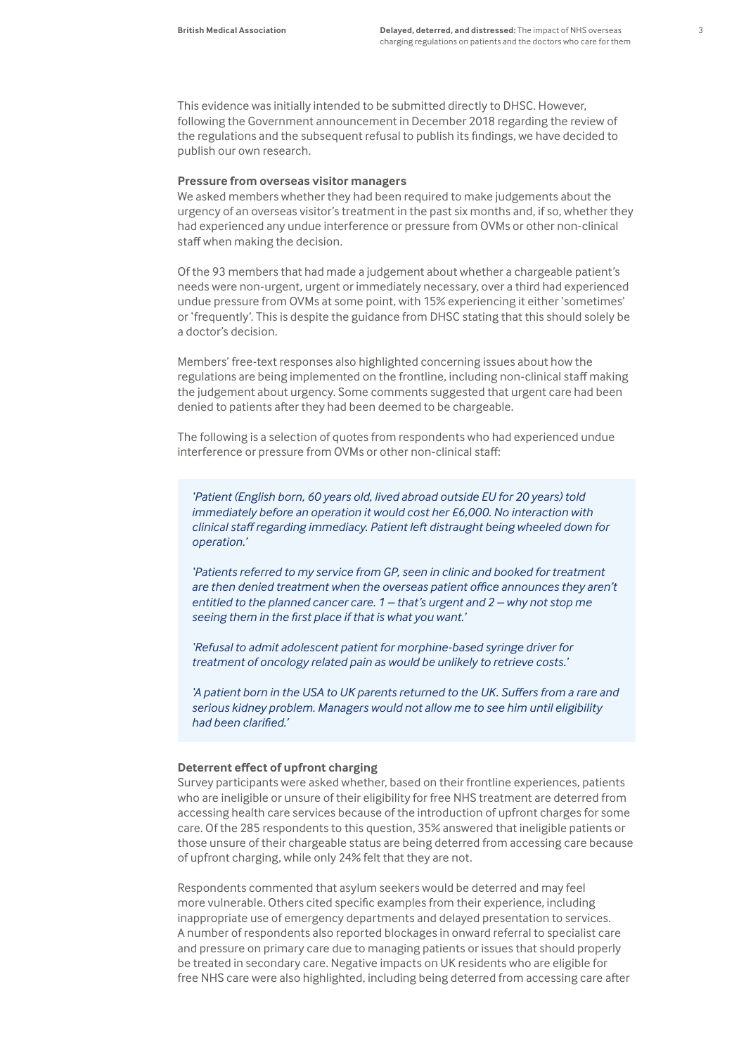This evidence was initially intended to be submitted directly to DHSC. However, following the Government announcement in December 2018 regarding the review of the regulations and the subsequent refusal to publish its findings, we have decided to publish our own research.

**Pressure from overseas visitor managers**

We asked members whether they had been required to make judgements about the urgency of an overseas visitor's treatment in the past six months and, if so, whether they had experienced any undue interference or pressure from OVMs or other non-clinical staff when making the decision.

Of the 93 members that had made a judgement about whether a chargeable patient's needs were non-urgent, urgent or immediately necessary, over a third had experienced undue pressure from OVMs at some point, with 15% experiencing it either 'sometimes' or 'frequently'. This is despite the guidance from DHSC stating that this should solely be a doctor's decision.

Members' free-text responses also highlighted concerning issues about how the regulations are being implemented on the frontline, including non-clinical staff making the judgement about urgency. Some comments suggested that urgent care had been denied to patients after they had been deemed to be chargeable.

The following is a selection of quotes from respondents who had experienced undue interference or pressure from OVMs or other non-clinical staff:

> *'Patient (English born, 60 years old, lived abroad outside EU for 20 years) told immediately before an operation it would cost her £6,000. No interaction with clinical staff regarding immediacy. Patient left distraught being wheeled down for operation.'*
>
> *'Patients referred to my service from GP, seen in clinic and booked for treatment are then denied treatment when the overseas patient office announces they aren't entitled to the planned cancer care. 1 – that's urgent and 2 – why not stop me seeing them in the first place if that is what you want.'*
>
> *'Refusal to admit adolescent patient for morphine-based syringe driver for treatment of oncology related pain as would be unlikely to retrieve costs.'*
>
> *'A patient born in the USA to UK parents returned to the UK. Suffers from a rare and serious kidney problem. Managers would not allow me to see him until eligibility had been clarified.'*

**Deterrent effect of upfront charging**

Survey participants were asked whether, based on their frontline experiences, patients who are ineligible or unsure of their eligibility for free NHS treatment are deterred from accessing health care services because of the introduction of upfront charges for some care. Of the 285 respondents to this question, 35% answered that ineligible patients or those unsure of their chargeable status are being deterred from accessing care because of upfront charging, while only 24% felt that they are not.

Respondents commented that asylum seekers would be deterred and may feel more vulnerable. Others cited specific examples from their experience, including inappropriate use of emergency departments and delayed presentation to services. A number of respondents also reported blockages in onward referral to specialist care and pressure on primary care due to managing patients or issues that should properly be treated in secondary care. Negative impacts on UK residents who are eligible for free NHS care were also highlighted, including being deterred from accessing care after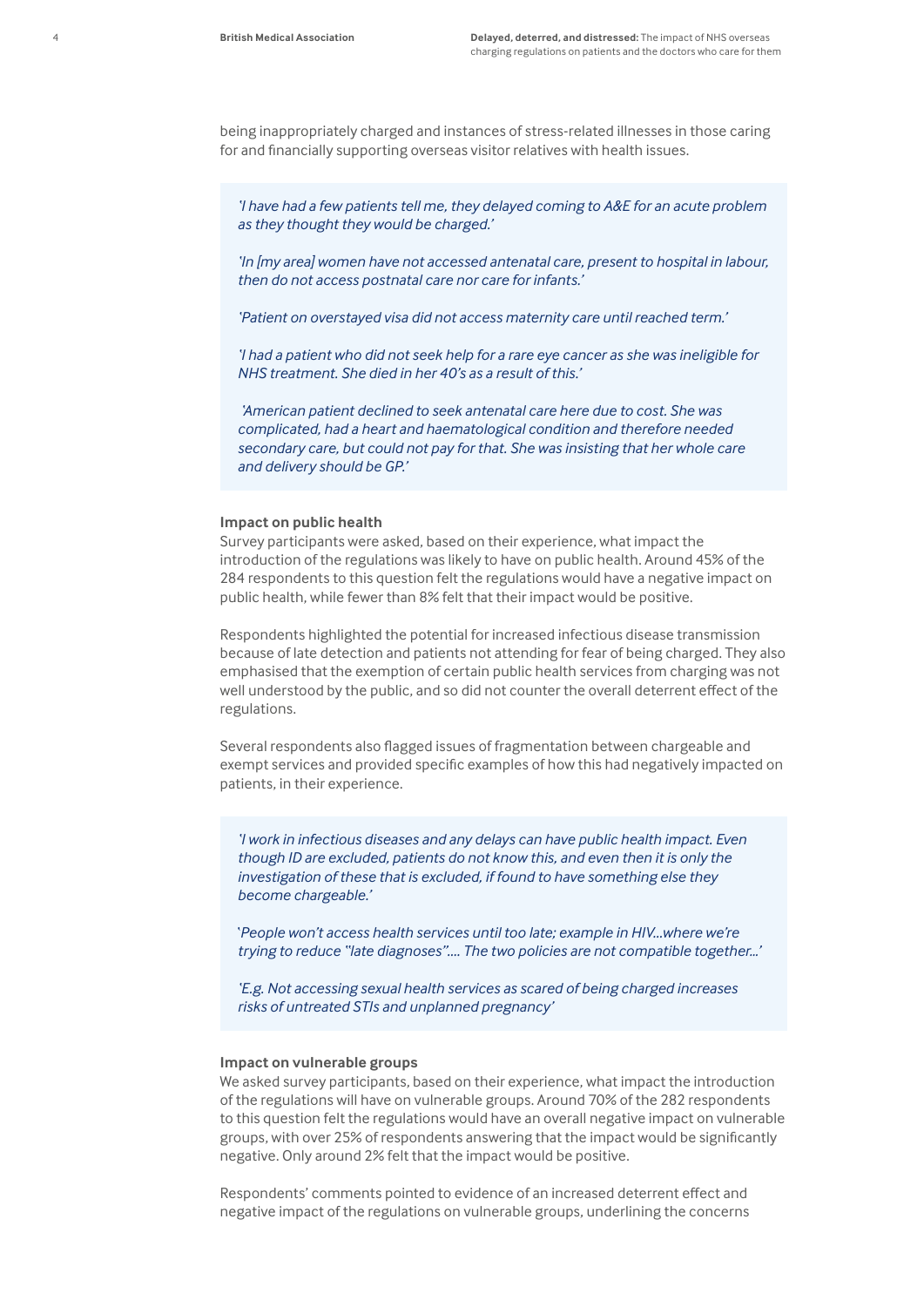being inappropriately charged and instances of stress-related illnesses in those caring for and financially supporting overseas visitor relatives with health issues.

> *'I have had a few patients tell me, they delayed coming to A&E for an acute problem as they thought they would be charged.'*
>
> *'In [my area] women have not accessed antenatal care, present to hospital in labour, then do not access postnatal care nor care for infants.'*
>
> *'Patient on overstayed visa did not access maternity care until reached term.'*
>
> *'I had a patient who did not seek help for a rare eye cancer as she was ineligible for NHS treatment. She died in her 40's as a result of this.'*
>
> *'American patient declined to seek antenatal care here due to cost. She was complicated, had a heart and haematological condition and therefore needed secondary care, but could not pay for that. She was insisting that her whole care and delivery should be GP.'*

**Impact on public health**

Survey participants were asked, based on their experience, what impact the introduction of the regulations was likely to have on public health. Around 45% of the 284 respondents to this question felt the regulations would have a negative impact on public health, while fewer than 8% felt that their impact would be positive.

Respondents highlighted the potential for increased infectious disease transmission because of late detection and patients not attending for fear of being charged. They also emphasised that the exemption of certain public health services from charging was not well understood by the public, and so did not counter the overall deterrent effect of the regulations.

Several respondents also flagged issues of fragmentation between chargeable and exempt services and provided specific examples of how this had negatively impacted on patients, in their experience.

> *'I work in infectious diseases and any delays can have public health impact. Even though ID are excluded, patients do not know this, and even then it is only the investigation of these that is excluded, if found to have something else they become chargeable.'*
>
> '*People won't access health services until too late; example in HIV...where we're trying to reduce "late diagnoses".... The two policies are not compatible together...'*
>
> *'E.g. Not accessing sexual health services as scared of being charged increases risks of untreated STIs and unplanned pregnancy'*

**Impact on vulnerable groups**

We asked survey participants, based on their experience, what impact the introduction of the regulations will have on vulnerable groups. Around 70% of the 282 respondents to this question felt the regulations would have an overall negative impact on vulnerable groups, with over 25% of respondents answering that the impact would be significantly negative. Only around 2% felt that the impact would be positive.

Respondents' comments pointed to evidence of an increased deterrent effect and negative impact of the regulations on vulnerable groups, underlining the concerns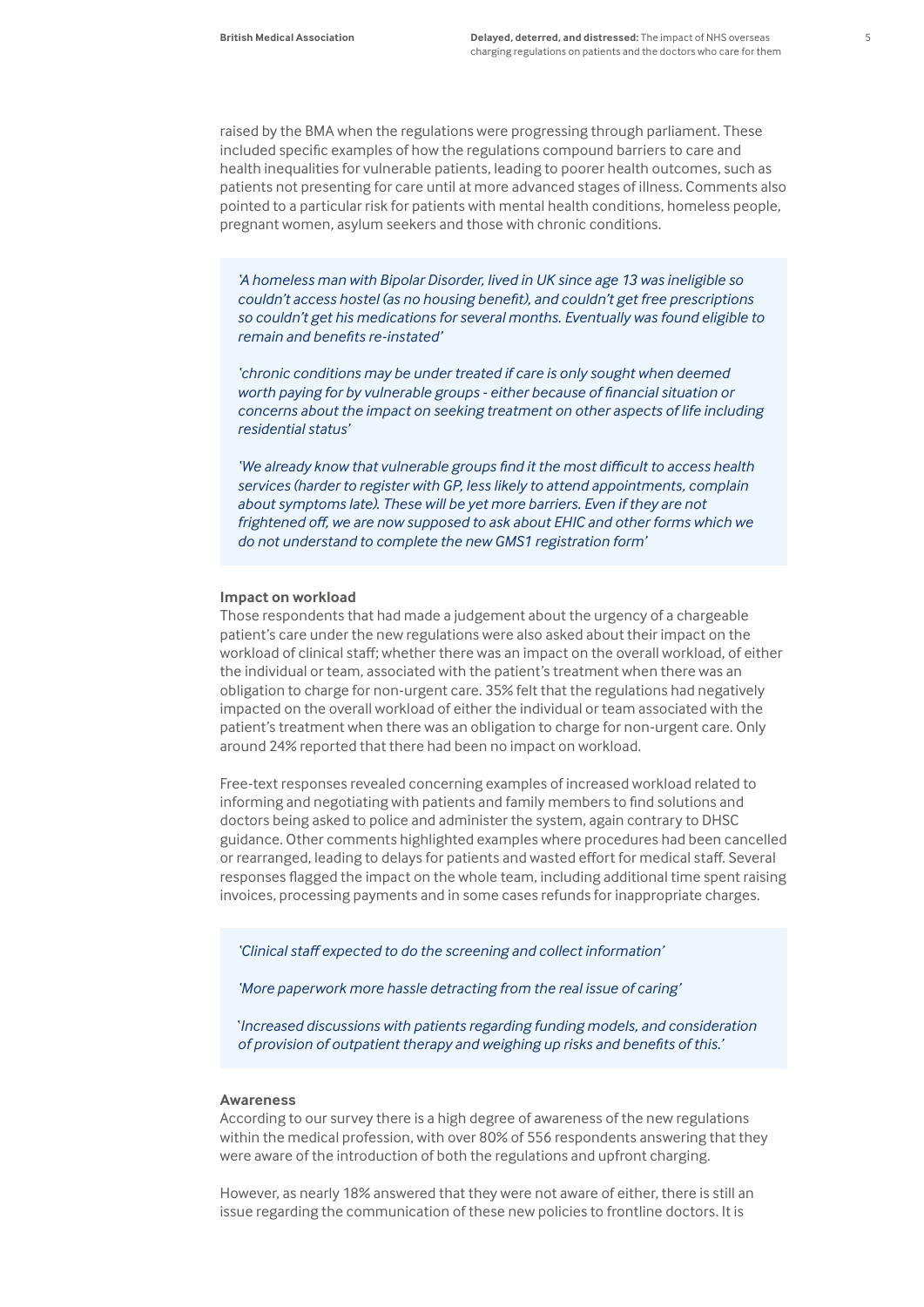raised by the BMA when the regulations were progressing through parliament. These included specific examples of how the regulations compound barriers to care and health inequalities for vulnerable patients, leading to poorer health outcomes, such as patients not presenting for care until at more advanced stages of illness. Comments also pointed to a particular risk for patients with mental health conditions, homeless people, pregnant women, asylum seekers and those with chronic conditions.

> *'A homeless man with Bipolar Disorder, lived in UK since age 13 was ineligible so couldn't access hostel (as no housing benefit), and couldn't get free prescriptions so couldn't get his medications for several months. Eventually was found eligible to remain and benefits re-instated'*
>
> *'chronic conditions may be under treated if care is only sought when deemed worth paying for by vulnerable groups - either because of financial situation or concerns about the impact on seeking treatment on other aspects of life including residential status'*
>
> *'We already know that vulnerable groups find it the most difficult to access health services (harder to register with GP, less likely to attend appointments, complain about symptoms late). These will be yet more barriers. Even if they are not frightened off, we are now supposed to ask about EHIC and other forms which we do not understand to complete the new GMS1 registration form'*

**Impact on workload**

Those respondents that had made a judgement about the urgency of a chargeable patient's care under the new regulations were also asked about their impact on the workload of clinical staff; whether there was an impact on the overall workload, of either the individual or team, associated with the patient's treatment when there was an obligation to charge for non-urgent care. 35% felt that the regulations had negatively impacted on the overall workload of either the individual or team associated with the patient's treatment when there was an obligation to charge for non-urgent care. Only around 24% reported that there had been no impact on workload.

Free-text responses revealed concerning examples of increased workload related to informing and negotiating with patients and family members to find solutions and doctors being asked to police and administer the system, again contrary to DHSC guidance. Other comments highlighted examples where procedures had been cancelled or rearranged, leading to delays for patients and wasted effort for medical staff. Several responses flagged the impact on the whole team, including additional time spent raising invoices, processing payments and in some cases refunds for inappropriate charges.

> *'Clinical staff expected to do the screening and collect information'*
>
> *'More paperwork more hassle detracting from the real issue of caring'*
>
> `*Increased discussions with patients regarding funding models, and consideration of provision of outpatient therapy and weighing up risks and benefits of this.'*

**Awareness**

According to our survey there is a high degree of awareness of the new regulations within the medical profession, with over 80% of 556 respondents answering that they were aware of the introduction of both the regulations and upfront charging.

However, as nearly 18% answered that they were not aware of either, there is still an issue regarding the communication of these new policies to frontline doctors. It is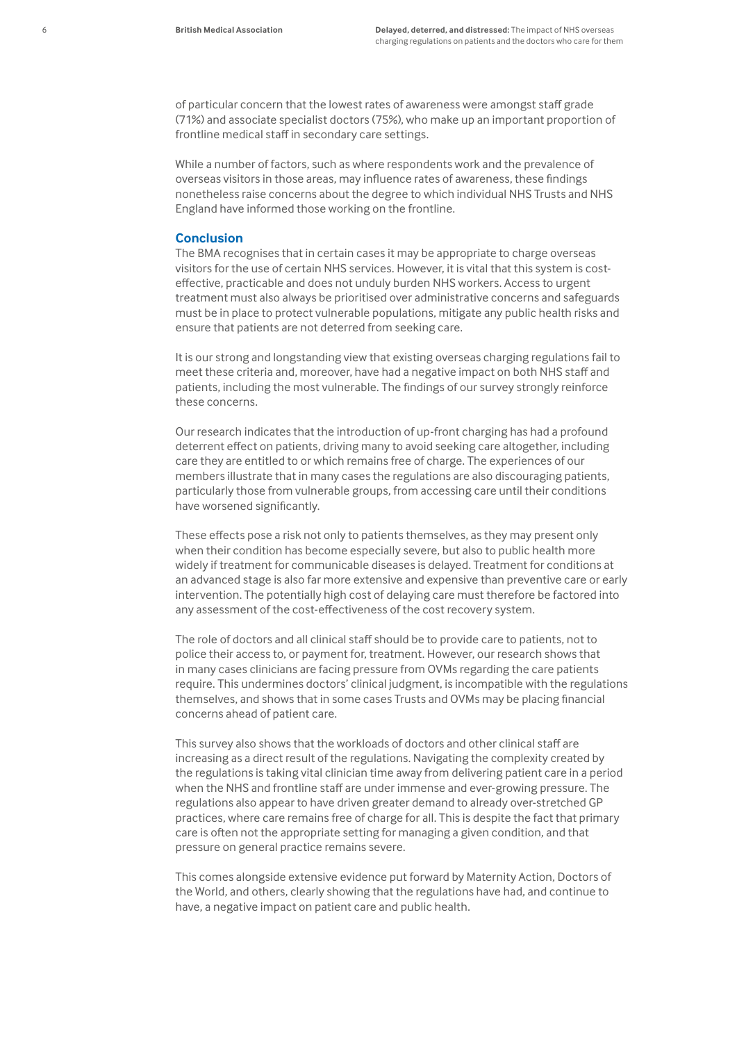of particular concern that the lowest rates of awareness were amongst staff grade (71%) and associate specialist doctors (75%), who make up an important proportion of frontline medical staff in secondary care settings.

While a number of factors, such as where respondents work and the prevalence of overseas visitors in those areas, may influence rates of awareness, these findings nonetheless raise concerns about the degree to which individual NHS Trusts and NHS England have informed those working on the frontline.

## Conclusion

The BMA recognises that in certain cases it may be appropriate to charge overseas visitors for the use of certain NHS services. However, it is vital that this system is cost-effective, practicable and does not unduly burden NHS workers. Access to urgent treatment must also always be prioritised over administrative concerns and safeguards must be in place to protect vulnerable populations, mitigate any public health risks and ensure that patients are not deterred from seeking care.

It is our strong and longstanding view that existing overseas charging regulations fail to meet these criteria and, moreover, have had a negative impact on both NHS staff and patients, including the most vulnerable. The findings of our survey strongly reinforce these concerns.

Our research indicates that the introduction of up-front charging has had a profound deterrent effect on patients, driving many to avoid seeking care altogether, including care they are entitled to or which remains free of charge. The experiences of our members illustrate that in many cases the regulations are also discouraging patients, particularly those from vulnerable groups, from accessing care until their conditions have worsened significantly.

These effects pose a risk not only to patients themselves, as they may present only when their condition has become especially severe, but also to public health more widely if treatment for communicable diseases is delayed. Treatment for conditions at an advanced stage is also far more extensive and expensive than preventive care or early intervention. The potentially high cost of delaying care must therefore be factored into any assessment of the cost-effectiveness of the cost recovery system.

The role of doctors and all clinical staff should be to provide care to patients, not to police their access to, or payment for, treatment. However, our research shows that in many cases clinicians are facing pressure from OVMs regarding the care patients require. This undermines doctors' clinical judgment, is incompatible with the regulations themselves, and shows that in some cases Trusts and OVMs may be placing financial concerns ahead of patient care.

This survey also shows that the workloads of doctors and other clinical staff are increasing as a direct result of the regulations. Navigating the complexity created by the regulations is taking vital clinician time away from delivering patient care in a period when the NHS and frontline staff are under immense and ever-growing pressure. The regulations also appear to have driven greater demand to already over-stretched GP practices, where care remains free of charge for all. This is despite the fact that primary care is often not the appropriate setting for managing a given condition, and that pressure on general practice remains severe.

This comes alongside extensive evidence put forward by Maternity Action, Doctors of the World, and others, clearly showing that the regulations have had, and continue to have, a negative impact on patient care and public health.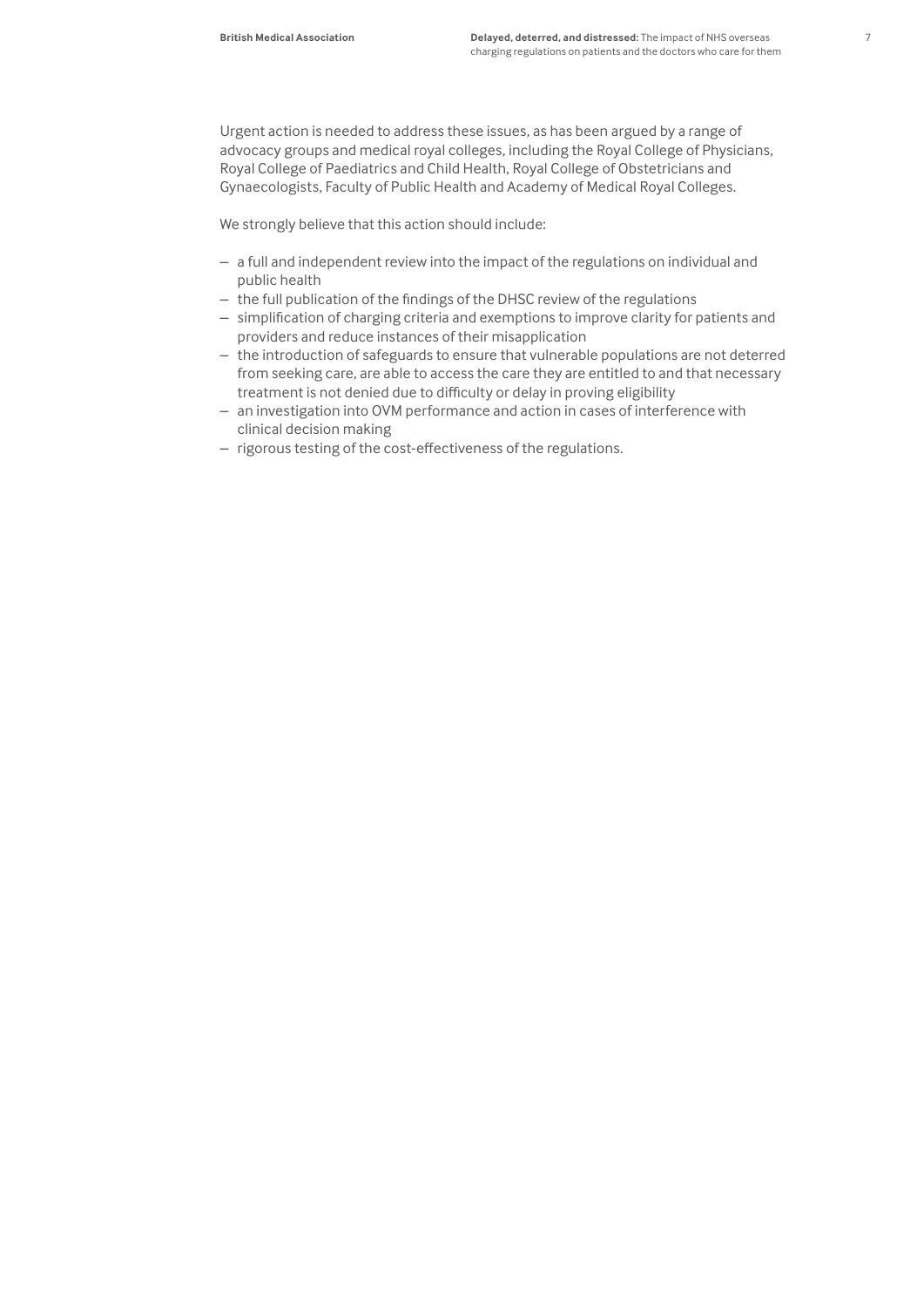Urgent action is needed to address these issues, as has been argued by a range of advocacy groups and medical royal colleges, including the Royal College of Physicians, Royal College of Paediatrics and Child Health, Royal College of Obstetricians and Gynaecologists, Faculty of Public Health and Academy of Medical Royal Colleges.

We strongly believe that this action should include:

- a full and independent review into the impact of the regulations on individual and public health
- the full publication of the findings of the DHSC review of the regulations
- simplification of charging criteria and exemptions to improve clarity for patients and providers and reduce instances of their misapplication
- the introduction of safeguards to ensure that vulnerable populations are not deterred from seeking care, are able to access the care they are entitled to and that necessary treatment is not denied due to difficulty or delay in proving eligibility
- an investigation into OVM performance and action in cases of interference with clinical decision making
- rigorous testing of the cost-effectiveness of the regulations.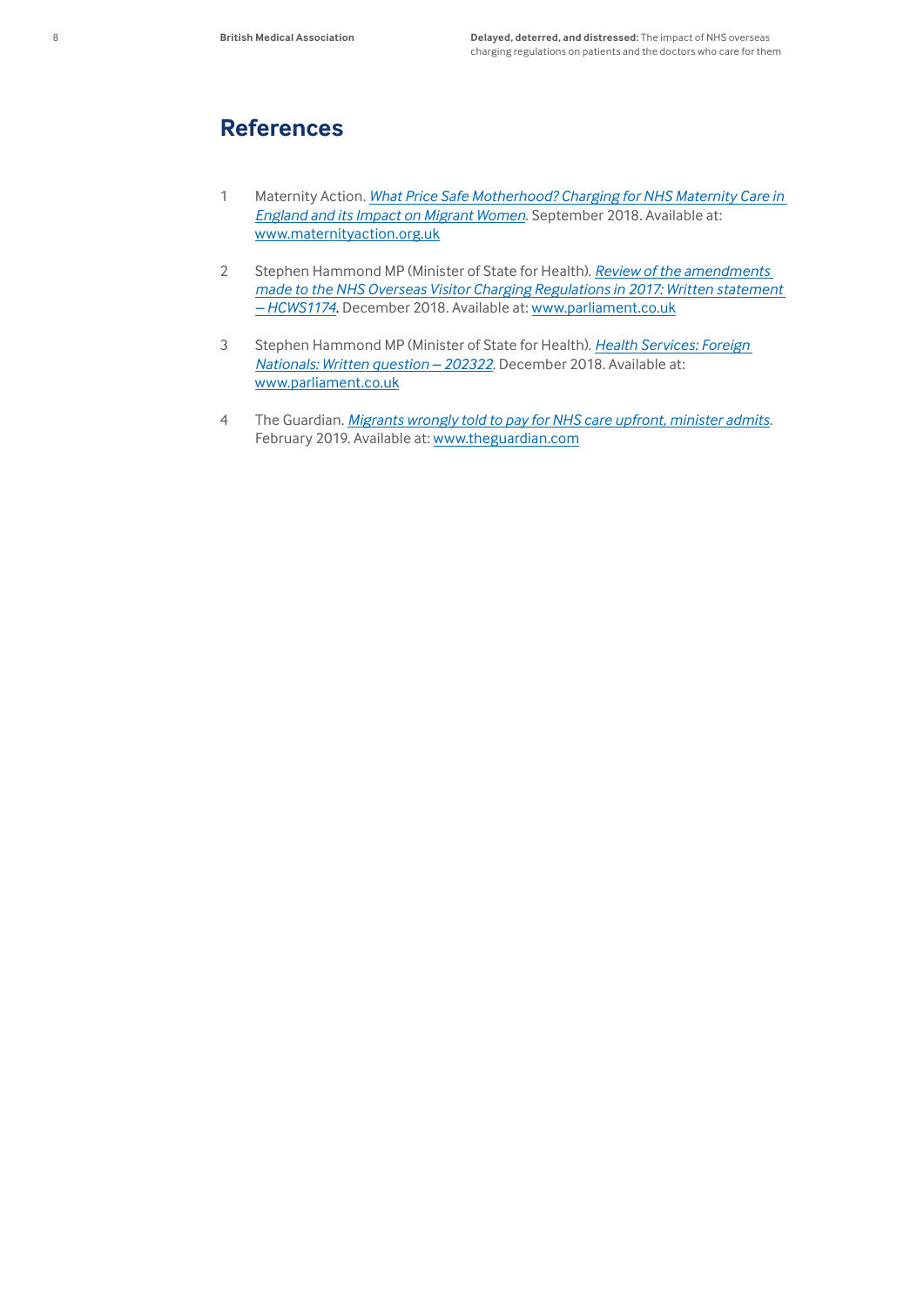## References

1. Maternity Action. *What Price Safe Motherhood? Charging for NHS Maternity Care in England and its Impact on Migrant Women*. September 2018. Available at: www.maternityaction.org.uk

2. Stephen Hammond MP (Minister of State for Health). *Review of the amendments made to the NHS Overseas Visitor Charging Regulations in 2017: Written statement – HCWS1174*. December 2018. Available at: www.parliament.co.uk

3. Stephen Hammond MP (Minister of State for Health). *Health Services: Foreign Nationals: Written question – 202322*. December 2018. Available at: www.parliament.co.uk

4. The Guardian. *Migrants wrongly told to pay for NHS care upfront, minister admits*. February 2019. Available at: www.theguardian.com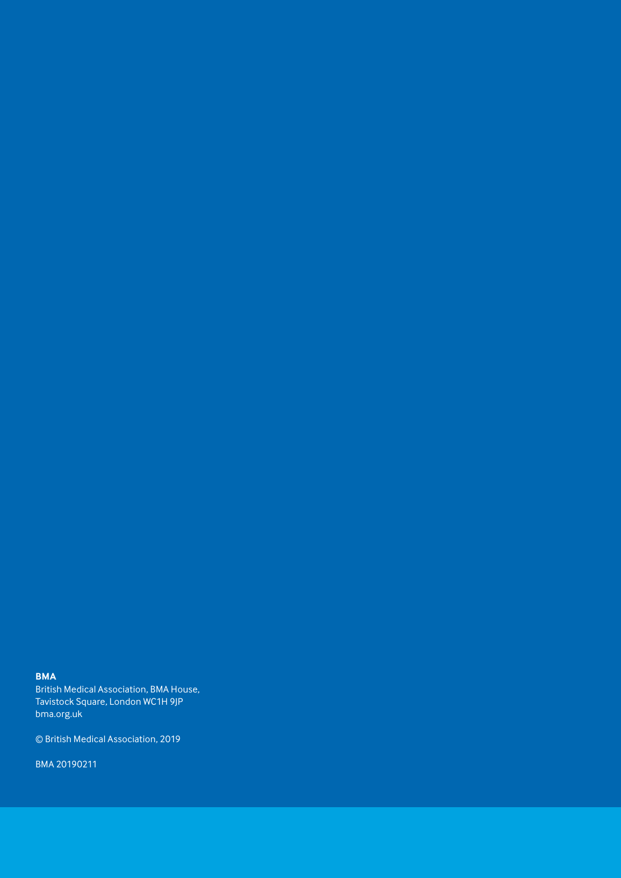**BMA**
British Medical Association, BMA House,
Tavistock Square, London WC1H 9JP
bma.org.uk

© British Medical Association, 2019

BMA 20190211